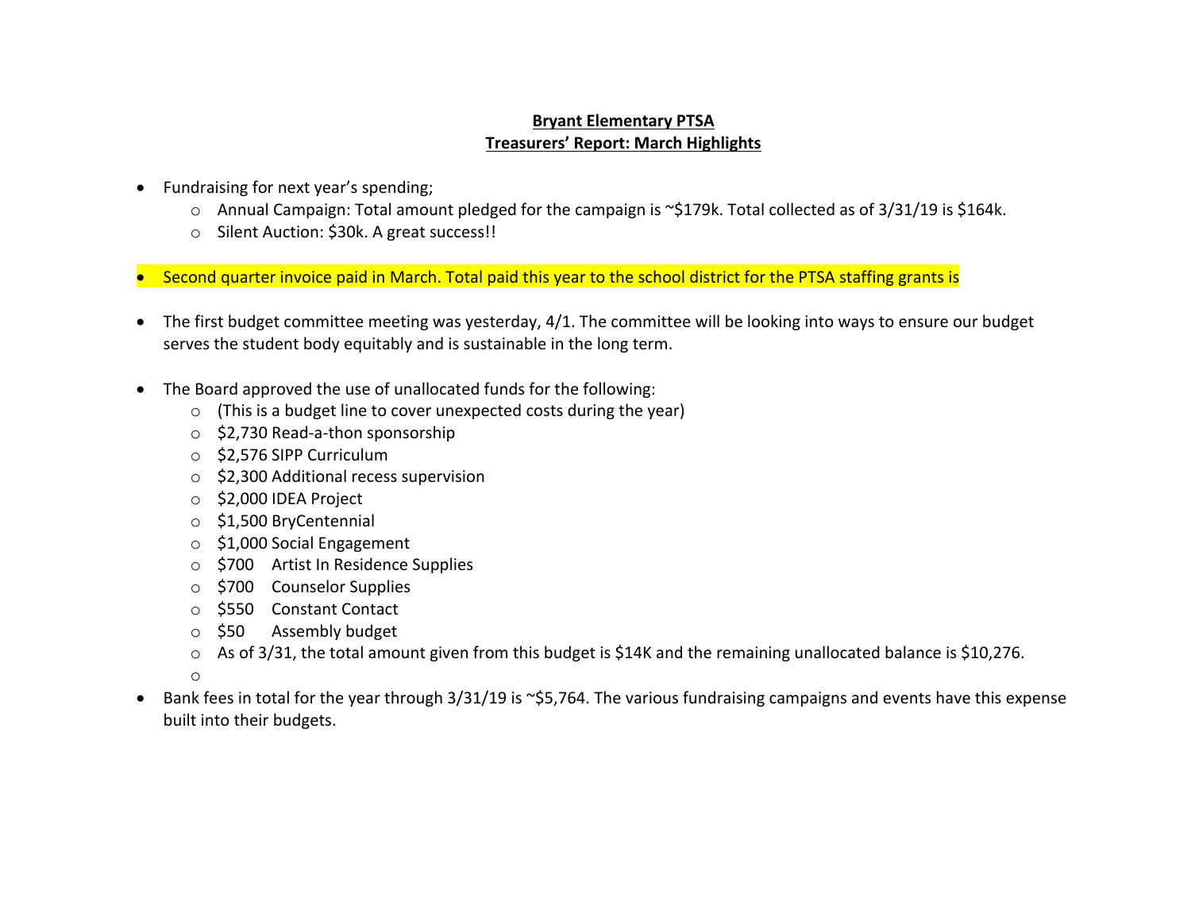**Bryant Elementary PTSA**
**Treasurers' Report: March Highlights**

- Fundraising for next year's spending;
  - Annual Campaign: Total amount pledged for the campaign is ~$179k. Total collected as of 3/31/19 is $164k.
  - Silent Auction: $30k. A great success!!

- Second quarter invoice paid in March. Total paid this year to the school district for the PTSA staffing grants is

- The first budget committee meeting was yesterday, 4/1. The committee will be looking into ways to ensure our budget serves the student body equitably and is sustainable in the long term.

- The Board approved the use of unallocated funds for the following:
  - (This is a budget line to cover unexpected costs during the year)
  - $2,730 Read-a-thon sponsorship
  - $2,576 SIPP Curriculum
  - $2,300 Additional recess supervision
  - $2,000 IDEA Project
  - $1,500 BryCentennial
  - $1,000 Social Engagement
  - $700 Artist In Residence Supplies
  - $700 Counselor Supplies
  - $550 Constant Contact
  - $50 Assembly budget
  - As of 3/31, the total amount given from this budget is $14K and the remaining unallocated balance is $10,276.

- Bank fees in total for the year through 3/31/19 is ~$5,764. The various fundraising campaigns and events have this expense built into their budgets.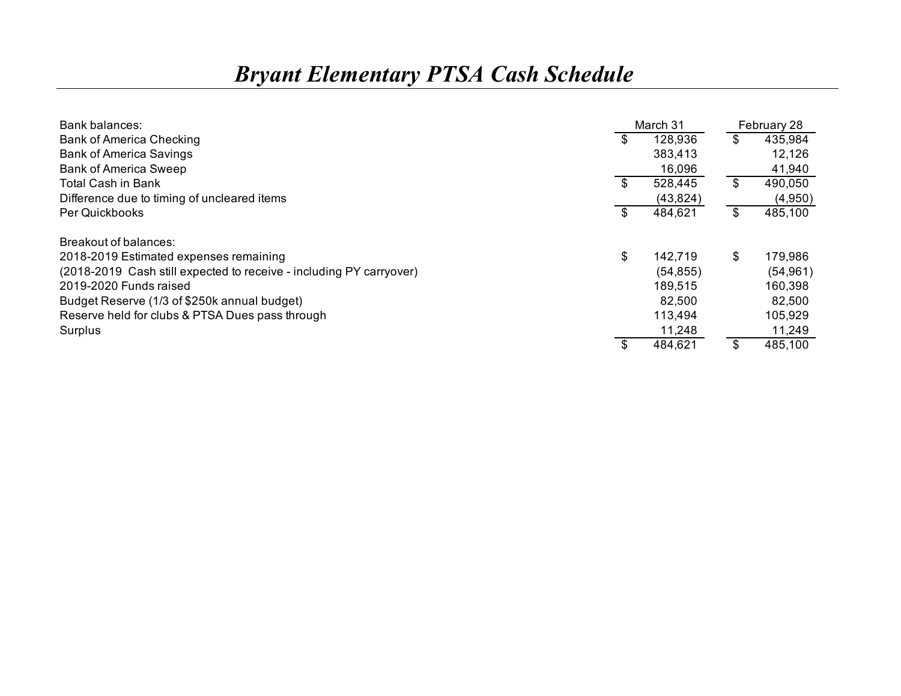# *Bryant Elementary PTSA Cash Schedule*

| Bank balances: | March 31 | February 28 |
|---|---|---|
| Bank of America Checking | $ 128,936 | $ 435,984 |
| Bank of America Savings | 383,413 | 12,126 |
| Bank of America Sweep | 16,096 | 41,940 |
| Total Cash in Bank | $ 528,445 | $ 490,050 |
| Difference due to timing of uncleared items | (43,824) | (4,950) |
| Per Quickbooks | $ 484,621 | $ 485,100 |
| | | |
| Breakout of balances: | | |
| 2018-2019 Estimated expenses remaining | $ 142,719 | $ 179,986 |
| (2018-2019 Cash still expected to receive - including PY carryover) | (54,855) | (54,961) |
| 2019-2020 Funds raised | 189,515 | 160,398 |
| Budget Reserve (1/3 of $250k annual budget) | 82,500 | 82,500 |
| Reserve held for clubs & PTSA Dues pass through | 113,494 | 105,929 |
| Surplus | 11,248 | 11,249 |
| | $ 484,621 | $ 485,100 |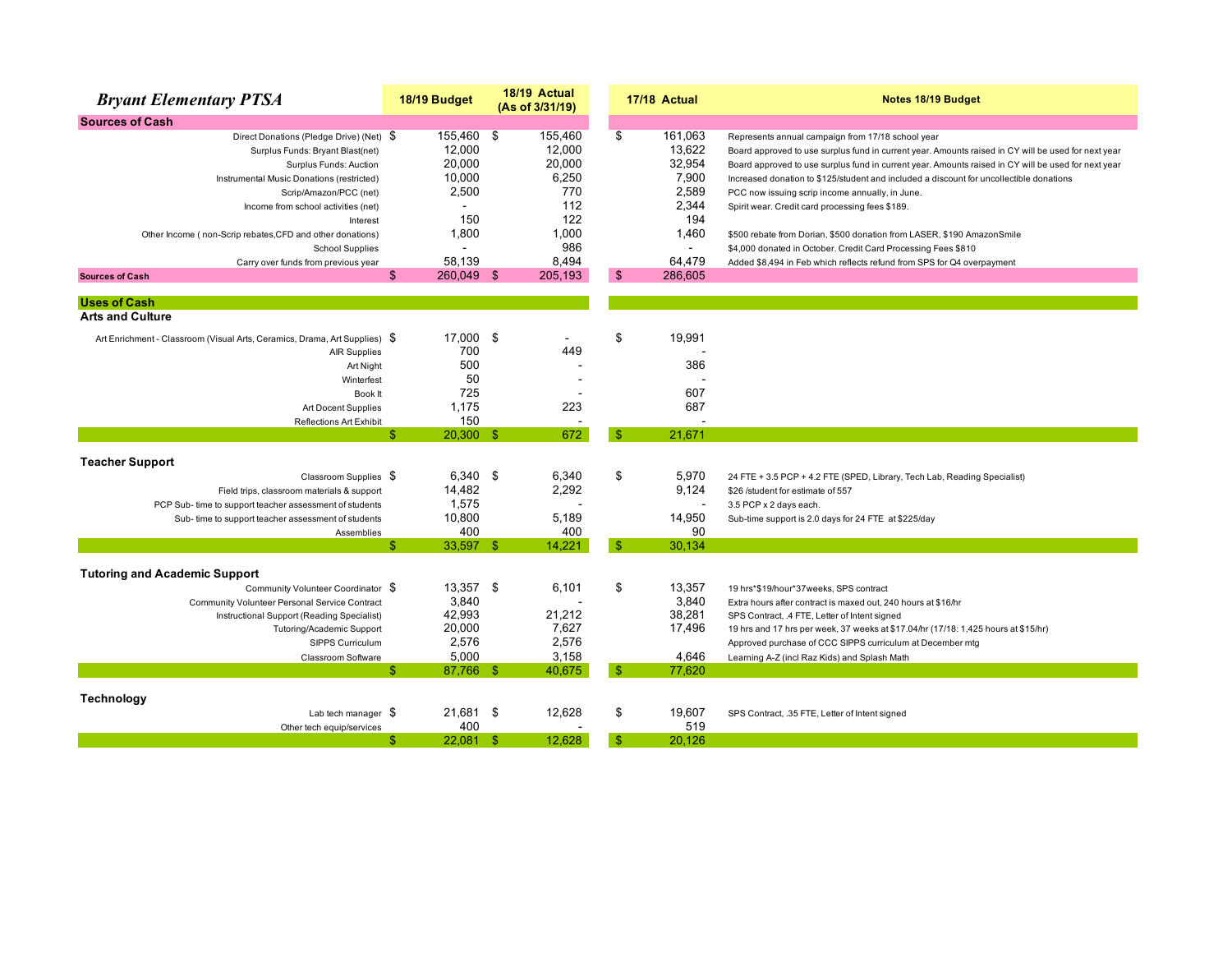# *Bryant Elementary PTSA*

| | 18/19 Budget | 18/19 Actual (As of 3/31/19) | 17/18 Actual | Notes 18/19 Budget |
|---|---|---|---|---|
| **Sources of Cash** | | | | |
| Direct Donations (Pledge Drive) (Net) | $ 155,460 | $ 155,460 | $ 161,063 | Represents annual campaign from 17/18 school year |
| Surplus Funds: Bryant Blast(net) | 12,000 | 12,000 | 13,622 | Board approved to use surplus fund in current year. Amounts raised in CY will be used for next year |
| Surplus Funds: Auction | 20,000 | 20,000 | 32,954 | Board approved to use surplus fund in current year. Amounts raised in CY will be used for next year |
| Instrumental Music Donations (restricted) | 10,000 | 6,250 | 7,900 | Increased donation to $125/student and included a discount for uncollectible donations |
| Scrip/Amazon/PCC (net) | 2,500 | 770 | 2,589 | PCC now issuing scrip income annually, in June. |
| Income from school activities (net) | - | 112 | 2,344 | Spirit wear. Credit card processing fees $189. |
| Interest | 150 | 122 | 194 | |
| Other Income ( non-Scrip rebates,CFD and other donations) | 1,800 | 1,000 | 1,460 | $500 rebate from Dorian, $500 donation from LASER, $190 AmazonSmile |
| School Supplies | - | 986 | - | $4,000 donated in October. Credit Card Processing Fees $810 |
| Carry over funds from previous year | 58,139 | 8,494 | 64,479 | Added $8,494 in Feb which reflects refund from SPS for Q4 overpayment |
| **Sources of Cash** | $ 260,049 | $ 205,193 | $ 286,605 | |
| **Uses of Cash** | | | | |
| **Arts and Culture** | | | | |
| Art Enrichment - Classroom (Visual Arts, Ceramics, Drama, Art Supplies) | $ 17,000 | $ - | $ 19,991 | |
| AIR Supplies | 700 | 449 | - | |
| Art Night | 500 | - | 386 | |
| Winterfest | 50 | - | - | |
| Book It | 725 | - | 607 | |
| Art Docent Supplies | 1,175 | 223 | 687 | |
| Reflections Art Exhibit | 150 | - | - | |
| | $ 20,300 | $ 672 | $ 21,671 | |
| **Teacher Support** | | | | |
| Classroom Supplies | $ 6,340 | $ 6,340 | $ 5,970 | 24 FTE + 3.5 PCP + 4.2 FTE (SPED, Library, Tech Lab, Reading Specialist) |
| Field trips, classroom materials & support | 14,482 | 2,292 | 9,124 | $26 /student for estimate of 557 |
| PCP Sub- time to support teacher assessment of students | 1,575 | - | - | 3.5 PCP x 2 days each. |
| Sub- time to support teacher assessment of students | 10,800 | 5,189 | 14,950 | Sub-time support is 2.0 days for 24 FTE at $225/day |
| Assemblies | 400 | 400 | 90 | |
| | $ 33,597 | $ 14,221 | $ 30,134 | |
| **Tutoring and Academic Support** | | | | |
| Community Volunteer Coordinator | $ 13,357 | $ 6,101 | $ 13,357 | 19 hrs*$19/hour*37weeks, SPS contract |
| Community Volunteer Personal Service Contract | 3,840 | - | 3,840 | Extra hours after contract is maxed out, 240 hours at $16/hr |
| Instructional Support (Reading Specialist) | 42,993 | 21,212 | 38,281 | SPS Contract, .4 FTE, Letter of Intent signed |
| Tutoring/Academic Support | 20,000 | 7,627 | 17,496 | 19 hrs and 17 hrs per week, 37 weeks at $17.04/hr (17/18: 1,425 hours at $15/hr) |
| SIPPS Curriculum | 2,576 | 2,576 | | Approved purchase of CCC SIPPS curriculum at December mtg |
| Classroom Software | 5,000 | 3,158 | 4,646 | Learning A-Z (incl Raz Kids) and Splash Math |
| | $ 87,766 | $ 40,675 | $ 77,620 | |
| **Technology** | | | | |
| Lab tech manager | $ 21,681 | $ 12,628 | $ 19,607 | SPS Contract, .35 FTE, Letter of Intent signed |
| Other tech equip/services | 400 | - | 519 | |
| | $ 22,081 | $ 12,628 | $ 20,126 | |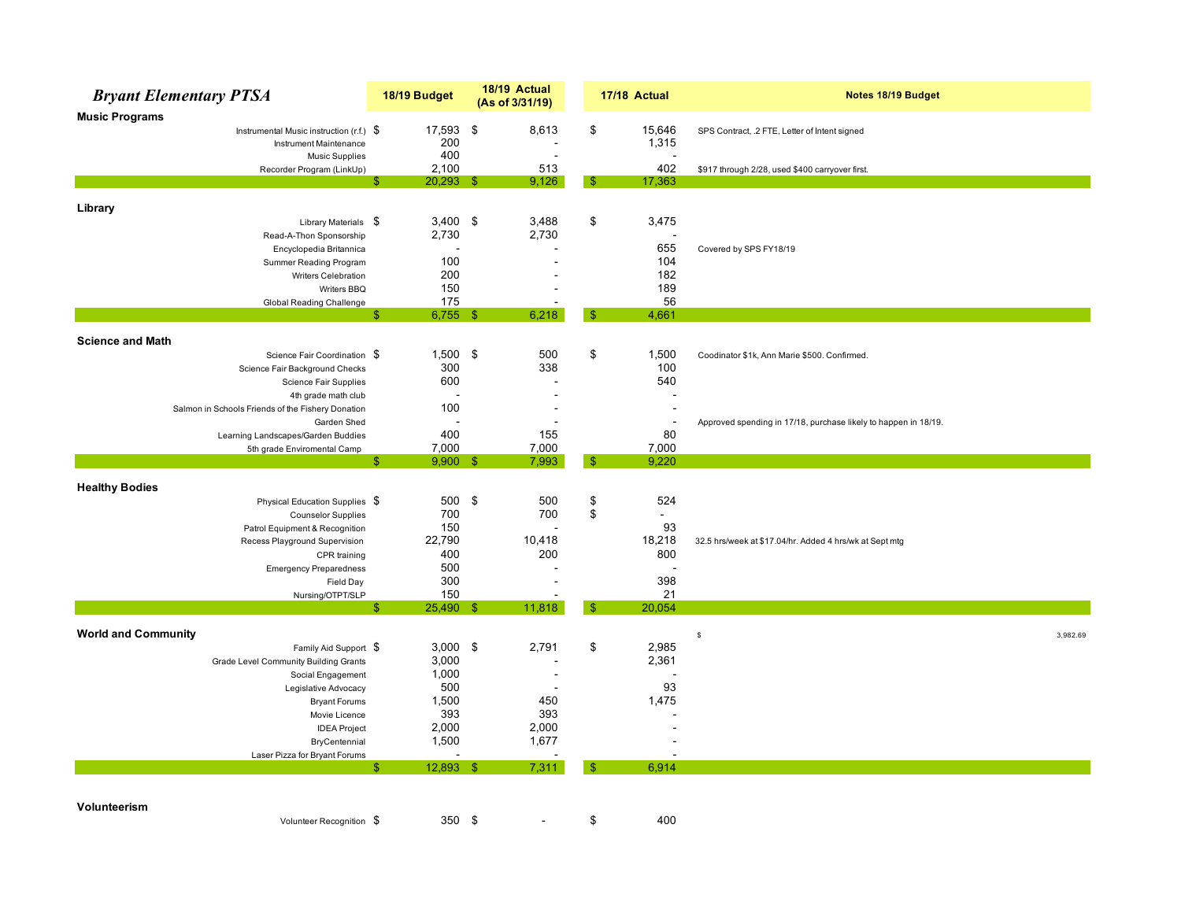| *Bryant Elementary PTSA* | 18/19 Budget | 18/19 Actual (As of 3/31/19) | 17/18 Actual | Notes 18/19 Budget |
|---|---|---|---|---|
| **Music Programs** | | | | |
| Instrumental Music instruction (r.f.) | $ 17,593 | $ 8,613 | $ 15,646 | SPS Contract, .2 FTE, Letter of Intent signed |
| Instrument Maintenance | 200 | - | 1,315 | |
| Music Supplies | 400 | - | - | |
| Recorder Program (LinkUp) | 2,100 | 513 | 402 | $917 through 2/28, used $400 carryover first. |
| | $ 20,293 | $ 9,126 | $ 17,363 | |
| **Library** | | | | |
| Library Materials | $ 3,400 | $ 3,488 | $ 3,475 | |
| Read-A-Thon Sponsorship | 2,730 | 2,730 | - | |
| Encyclopedia Britannica | - | - | 655 | Covered by SPS FY18/19 |
| Summer Reading Program | 100 | - | 104 | |
| Writers Celebration | 200 | - | 182 | |
| Writers BBQ | 150 | - | 189 | |
| Global Reading Challenge | 175 | - | 56 | |
| | $ 6,755 | $ 6,218 | $ 4,661 | |
| **Science and Math** | | | | |
| Science Fair Coordination | $ 1,500 | $ 500 | $ 1,500 | Coodinator $1k, Ann Marie $500. Confirmed. |
| Science Fair Background Checks | 300 | 338 | 100 | |
| Science Fair Supplies | 600 | - | 540 | |
| 4th grade math club | - | - | - | |
| Salmon in Schools Friends of the Fishery Donation | 100 | - | - | |
| Garden Shed | - | - | - | Approved spending in 17/18, purchase likely to happen in 18/19. |
| Learning Landscapes/Garden Buddies | 400 | 155 | 80 | |
| 5th grade Enviromental Camp | 7,000 | 7,000 | 7,000 | |
| | $ 9,900 | $ 7,993 | $ 9,220 | |
| **Healthy Bodies** | | | | |
| Physical Education Supplies | $ 500 | $ 500 | $ 524 | |
| Counselor Supplies | 700 | 700 | $ - | |
| Patrol Equipment & Recognition | 150 | - | 93 | |
| Recess Playground Supervision | 22,790 | 10,418 | 18,218 | 32.5 hrs/week at $17.04/hr. Added 4 hrs/wk at Sept mtg |
| CPR training | 400 | 200 | 800 | |
| Emergency Preparedness | 500 | - | - | |
| Field Day | 300 | - | 398 | |
| Nursing/OTPT/SLP | 150 | - | 21 | |
| | $ 25,490 | $ 11,818 | $ 20,054 | |
| **World and Community** | | | | $ 3,982.69 |
| Family Aid Support | $ 3,000 | $ 2,791 | $ 2,985 | |
| Grade Level Community Building Grants | 3,000 | - | 2,361 | |
| Social Engagement | 1,000 | - | - | |
| Legislative Advocacy | 500 | - | 93 | |
| Bryant Forums | 1,500 | 450 | 1,475 | |
| Movie Licence | 393 | 393 | - | |
| IDEA Project | 2,000 | 2,000 | - | |
| BryCentennial | 1,500 | 1,677 | - | |
| Laser Pizza for Bryant Forums | - | - | - | |
| | $ 12,893 | $ 7,311 | $ 6,914 | |
| **Volunteerism** | | | | |
| Volunteer Recognition | $ 350 | $ - | $ 400 | |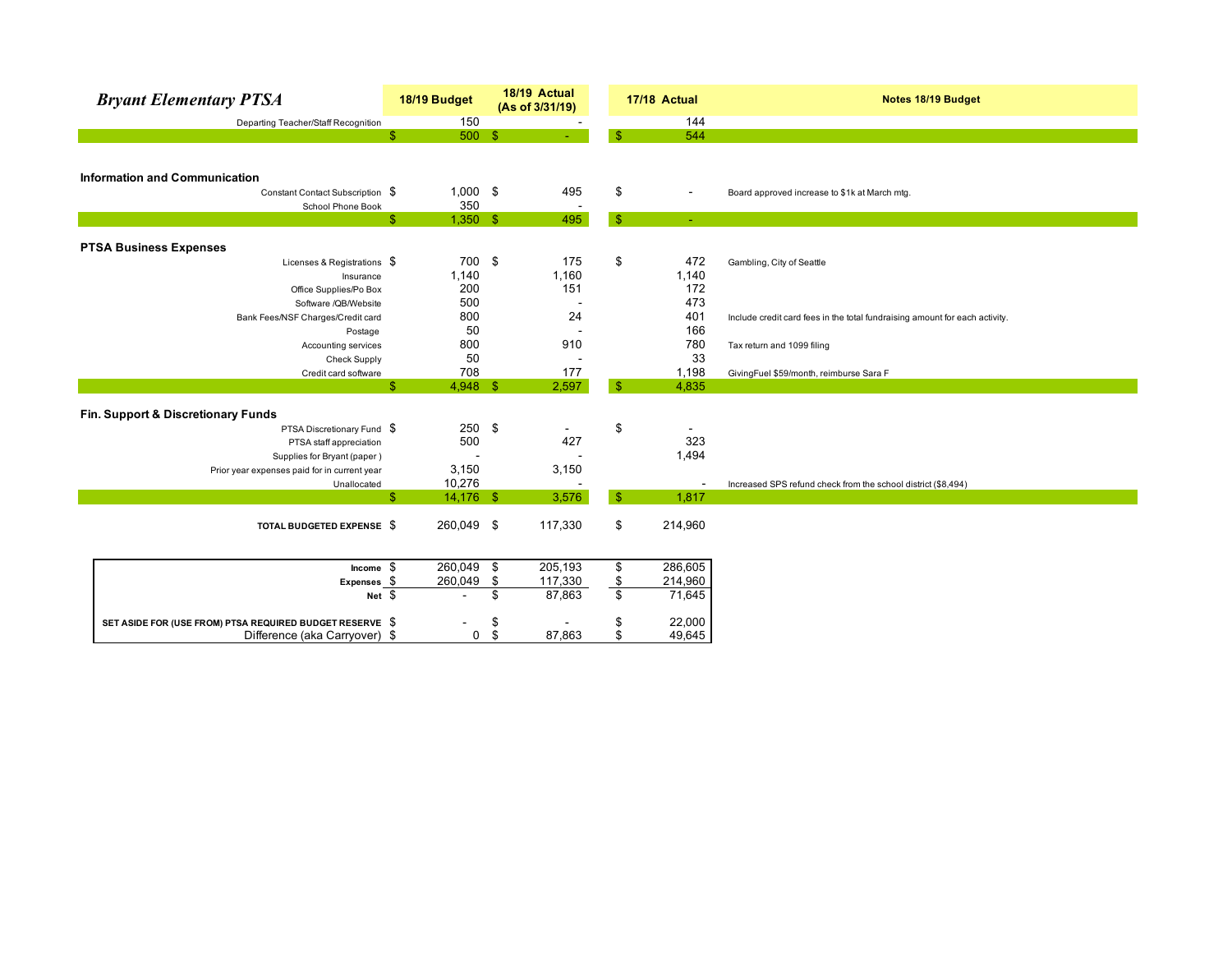| *Bryant Elementary PTSA* | 18/19 Budget | 18/19 Actual (As of 3/31/19) | 17/18 Actual | Notes 18/19 Budget |
|---|---|---|---|---|
| Departing Teacher/Staff Recognition | 150 | - | 144 | |
| | $ 500 | $ - | $ 544 | |
| **Information and Communication** | | | | |
| Constant Contact Subscription | $ 1,000 | $ 495 | $ - | Board approved increase to $1k at March mtg. |
| School Phone Book | 350 | - | | |
| | $ 1,350 | $ 495 | $ - | |
| **PTSA Business Expenses** | | | | |
| Licenses & Registrations | $ 700 | $ 175 | $ 472 | Gambling, City of Seattle |
| Insurance | 1,140 | 1,160 | 1,140 | |
| Office Supplies/Po Box | 200 | 151 | 172 | |
| Software /QB/Website | 500 | - | 473 | |
| Bank Fees/NSF Charges/Credit card | 800 | 24 | 401 | Include credit card fees in the total fundraising amount for each activity. |
| Postage | 50 | - | 166 | |
| Accounting services | 800 | 910 | 780 | Tax return and 1099 filing |
| Check Supply | 50 | - | 33 | |
| Credit card software | 708 | 177 | 1,198 | GivingFuel $59/month, reimburse Sara F |
| | $ 4,948 | $ 2,597 | $ 4,835 | |
| **Fin. Support & Discretionary Funds** | | | | |
| PTSA Discretionary Fund | $ 250 | $ - | $ - | |
| PTSA staff appreciation | 500 | 427 | 323 | |
| Supplies for Bryant (paper ) | - | - | 1,494 | |
| Prior year expenses paid for in current year | 3,150 | 3,150 | | |
| Unallocated | 10,276 | - | - | Increased SPS refund check from the school district ($8,494) |
| | $ 14,176 | $ 3,576 | $ 1,817 | |
| **TOTAL BUDGETED EXPENSE** | $ 260,049 | $ 117,330 | $ 214,960 | |

| | 18/19 Budget | 18/19 Actual (As of 3/31/19) | 17/18 Actual |
|---|---|---|---|
| **Income** | $ 260,049 | $ 205,193 | $ 286,605 |
| **Expenses** | $ 260,049 | $ 117,330 | $ 214,960 |
| **Net** | $ - | $ 87,863 | $ 71,645 |
| **SET ASIDE FOR (USE FROM) PTSA REQUIRED BUDGET RESERVE** | $ - | $ - | $ 22,000 |
| Difference (aka Carryover) | $ 0 | $ 87,863 | $ 49,645 |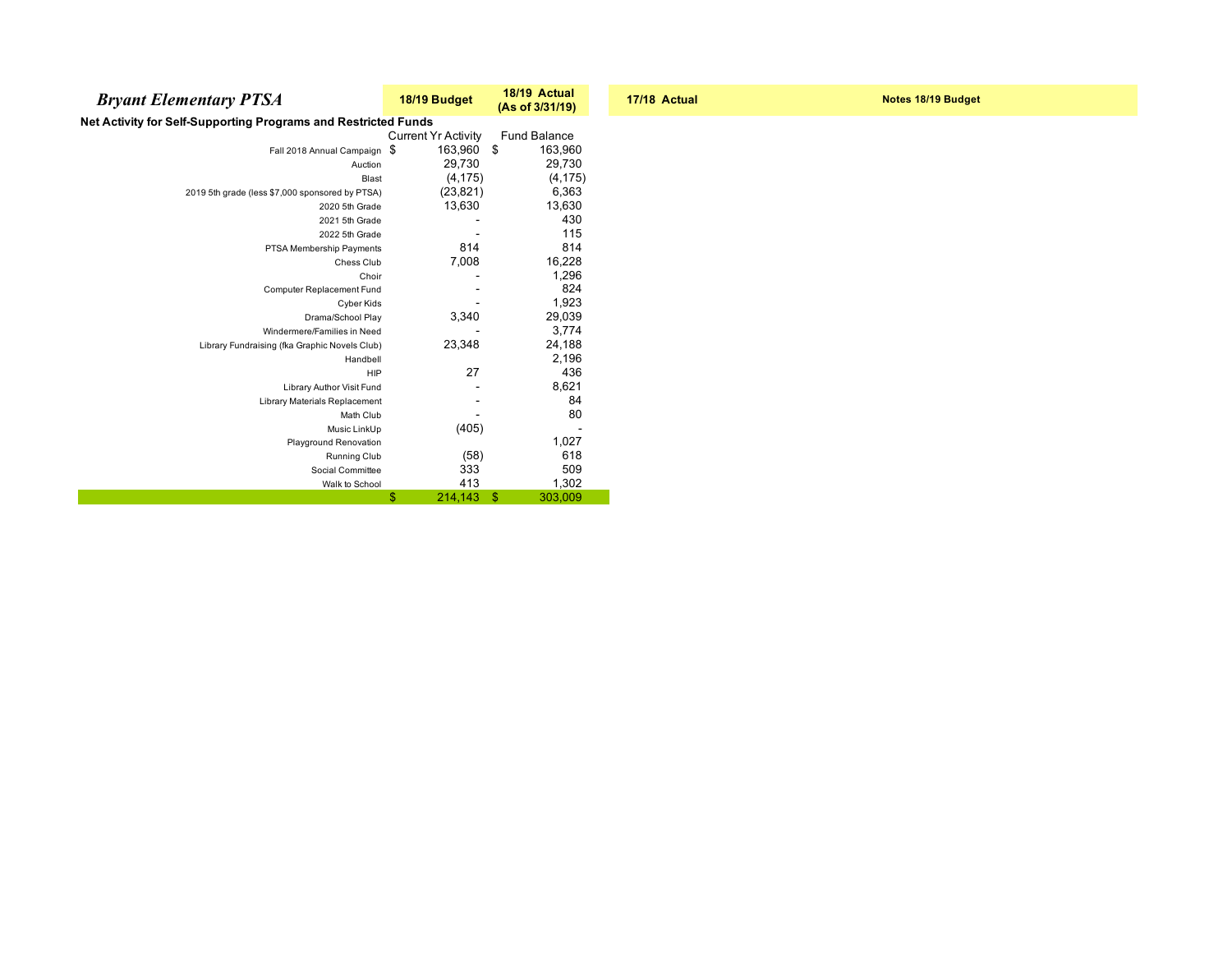| *Bryant Elementary PTSA* | 18/19 Budget | 18/19 Actual (As of 3/31/19) | 17/18 Actual | Notes 18/19 Budget |
|---|---|---|---|---|
| **Net Activity for Self-Supporting Programs and Restricted Funds** | | | | |
| | Current Yr Activity | Fund Balance | | |
| Fall 2018 Annual Campaign | $ 163,960 | $ 163,960 | | |
| Auction | 29,730 | 29,730 | | |
| Blast | (4,175) | (4,175) | | |
| 2019 5th grade (less $7,000 sponsored by PTSA) | (23,821) | 6,363 | | |
| 2020 5th Grade | 13,630 | 13,630 | | |
| 2021 5th Grade | - | 430 | | |
| 2022 5th Grade | - | 115 | | |
| PTSA Membership Payments | 814 | 814 | | |
| Chess Club | 7,008 | 16,228 | | |
| Choir | - | 1,296 | | |
| Computer Replacement Fund | - | 824 | | |
| Cyber Kids | - | 1,923 | | |
| Drama/School Play | 3,340 | 29,039 | | |
| Windermere/Families in Need | - | 3,774 | | |
| Library Fundraising (fka Graphic Novels Club) | 23,348 | 24,188 | | |
| Handbell | | 2,196 | | |
| HIP | 27 | 436 | | |
| Library Author Visit Fund | - | 8,621 | | |
| Library Materials Replacement | - | 84 | | |
| Math Club | - | 80 | | |
| Music LinkUp | (405) | - | | |
| Playground Renovation | | 1,027 | | |
| Running Club | (58) | 618 | | |
| Social Committee | 333 | 509 | | |
| Walk to School | 413 | 1,302 | | |
| | $ 214,143 | $ 303,009 | | |